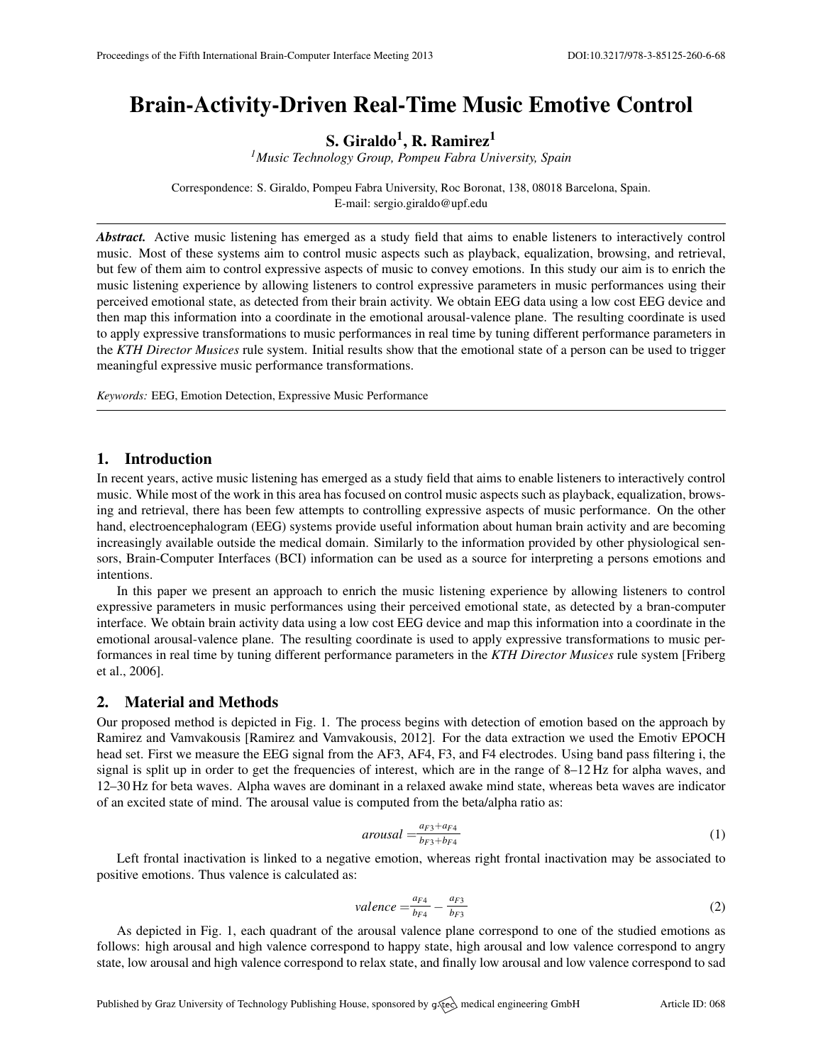# Brain-Activity-Driven Real-Time Music Emotive Control

**S. Giraldo[1], R. Ramirez[1]**

[1] *Music Technology Group, Pompeu Fabra University, Spain*

Correspondence: S. Giraldo, Pompeu Fabra University, Roc Boronat, 138, 08018 Barcelona, Spain.
E-mail: sergio.giraldo@upf.edu

***Abstract.*** Active music listening has emerged as a study field that aims to enable listeners to interactively control music. Most of these systems aim to control music aspects such as playback, equalization, browsing, and retrieval, but few of them aim to control expressive aspects of music to convey emotions. In this study our aim is to enrich the music listening experience by allowing listeners to control expressive parameters in music performances using their perceived emotional state, as detected from their brain activity. We obtain EEG data using a low cost EEG device and then map this information into a coordinate in the emotional arousal-valence plane. The resulting coordinate is used to apply expressive transformations to music performances in real time by tuning different performance parameters in the *KTH Director Musices* rule system. Initial results show that the emotional state of a person can be used to trigger meaningful expressive music performance transformations.

*Keywords:* EEG, Emotion Detection, Expressive Music Performance

## 1. Introduction

In recent years, active music listening has emerged as a study field that aims to enable listeners to interactively control music. While most of the work in this area has focused on control music aspects such as playback, equalization, browsing and retrieval, there has been few attempts to controlling expressive aspects of music performance. On the other hand, electroencephalogram (EEG) systems provide useful information about human brain activity and are becoming increasingly available outside the medical domain. Similarly to the information provided by other physiological sensors, Brain-Computer Interfaces (BCI) information can be used as a source for interpreting a persons emotions and intentions.

In this paper we present an approach to enrich the music listening experience by allowing listeners to control expressive parameters in music performances using their perceived emotional state, as detected by a bran-computer interface. We obtain brain activity data using a low cost EEG device and map this information into a coordinate in the emotional arousal-valence plane. The resulting coordinate is used to apply expressive transformations to music performances in real time by tuning different performance parameters in the *KTH Director Musices* rule system [Friberg et al., 2006].

## 2. Material and Methods

Our proposed method is depicted in Fig. 1. The process begins with detection of emotion based on the approach by Ramirez and Vamvakousis [Ramirez and Vamvakousis, 2012]. For the data extraction we used the Emotiv EPOCH head set. First we measure the EEG signal from the AF3, AF4, F3, and F4 electrodes. Using band pass filtering i, the signal is split up in order to get the frequencies of interest, which are in the range of 8–12 Hz for alpha waves, and 12–30 Hz for beta waves. Alpha waves are dominant in a relaxed awake mind state, whereas beta waves are indicator of an excited state of mind. The arousal value is computed from the beta/alpha ratio as:

$$arousal = \frac{a_{F3}+a_{F4}}{b_{F3}+b_{F4}} \tag{1}$$

Left frontal inactivation is linked to a negative emotion, whereas right frontal inactivation may be associated to positive emotions. Thus valence is calculated as:

$$valence = \frac{a_{F4}}{b_{F4}} - \frac{a_{F3}}{b_{F3}} \tag{2}$$

As depicted in Fig. 1, each quadrant of the arousal valence plane correspond to one of the studied emotions as follows: high arousal and high valence correspond to happy state, high arousal and low valence correspond to angry state, low arousal and high valence correspond to relax state, and finally low arousal and low valence correspond to sad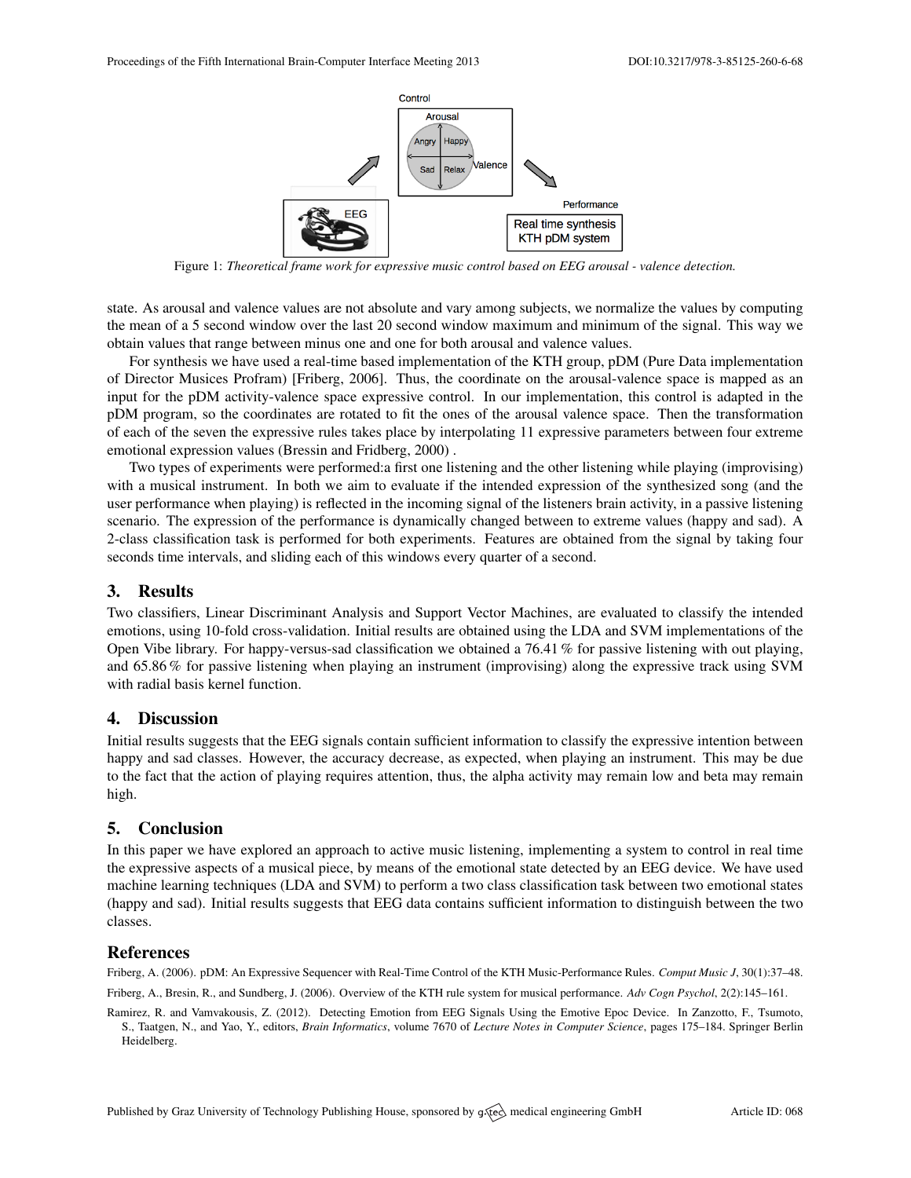Control

Arousal

Angry Happy

Sad Relax

Valence

EEG

Performance

Real time synthesis
KTH pDM system

Figure 1: *Theoretical frame work for expressive music control based on EEG arousal - valence detection.*

state. As arousal and valence values are not absolute and vary among subjects, we normalize the values by computing the mean of a 5 second window over the last 20 second window maximum and minimum of the signal. This way we obtain values that range between minus one and one for both arousal and valence values.

For synthesis we have used a real-time based implementation of the KTH group, pDM (Pure Data implementation of Director Musices Profram) [Friberg, 2006]. Thus, the coordinate on the arousal-valence space is mapped as an input for the pDM activity-valence space expressive control. In our implementation, this control is adapted in the pDM program, so the coordinates are rotated to fit the ones of the arousal valence space. Then the transformation of each of the seven the expressive rules takes place by interpolating 11 expressive parameters between four extreme emotional expression values (Bressin and Fridberg, 2000) .

Two types of experiments were performed:a first one listening and the other listening while playing (improvising) with a musical instrument. In both we aim to evaluate if the intended expression of the synthesized song (and the user performance when playing) is reflected in the incoming signal of the listeners brain activity, in a passive listening scenario. The expression of the performance is dynamically changed between to extreme values (happy and sad). A 2-class classification task is performed for both experiments. Features are obtained from the signal by taking four seconds time intervals, and sliding each of this windows every quarter of a second.

## 3. Results

Two classifiers, Linear Discriminant Analysis and Support Vector Machines, are evaluated to classify the intended emotions, using 10-fold cross-validation. Initial results are obtained using the LDA and SVM implementations of the Open Vibe library. For happy-versus-sad classification we obtained a 76.41 % for passive listening with out playing, and 65.86 % for passive listening when playing an instrument (improvising) along the expressive track using SVM with radial basis kernel function.

## 4. Discussion

Initial results suggests that the EEG signals contain sufficient information to classify the expressive intention between happy and sad classes. However, the accuracy decrease, as expected, when playing an instrument. This may be due to the fact that the action of playing requires attention, thus, the alpha activity may remain low and beta may remain high.

## 5. Conclusion

In this paper we have explored an approach to active music listening, implementing a system to control in real time the expressive aspects of a musical piece, by means of the emotional state detected by an EEG device. We have used machine learning techniques (LDA and SVM) to perform a two class classification task between two emotional states (happy and sad). Initial results suggests that EEG data contains sufficient information to distinguish between the two classes.

## References

Friberg, A. (2006). pDM: An Expressive Sequencer with Real-Time Control of the KTH Music-Performance Rules. *Comput Music J*, 30(1):37–48.

Friberg, A., Bresin, R., and Sundberg, J. (2006). Overview of the KTH rule system for musical performance. *Adv Cogn Psychol*, 2(2):145–161.

Ramirez, R. and Vamvakousis, Z. (2012). Detecting Emotion from EEG Signals Using the Emotive Epoc Device. In Zanzotto, F., Tsumoto, S., Taatgen, N., and Yao, Y., editors, *Brain Informatics*, volume 7670 of *Lecture Notes in Computer Science*, pages 175–184. Springer Berlin Heidelberg.